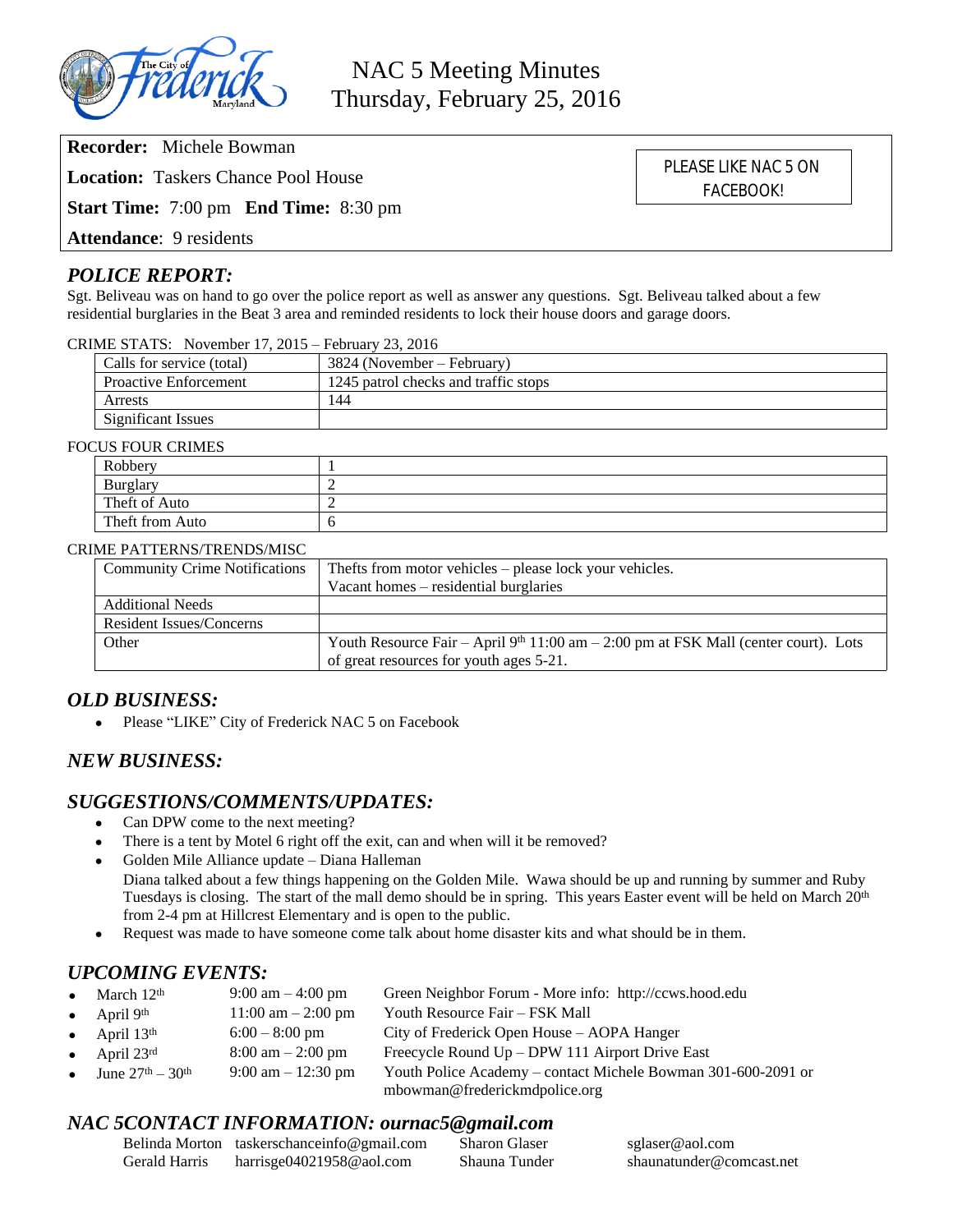# NAC 5 Meeting Minutes
## Thursday, February 25, 2016

**Recorder:** Michele Bowman

**Location:** Taskers Chance Pool House

**Start Time:** 7:00 pm **End Time:** 8:30 pm

**Attendance**: 9 residents

PLEASE LIKE NAC 5 ON FACEBOOK!

## *POLICE REPORT:*

Sgt. Beliveau was on hand to go over the police report as well as answer any questions. Sgt. Beliveau talked about a few residential burglaries in the Beat 3 area and reminded residents to lock their house doors and garage doors.

CRIME STATS: November 17, 2015 – February 23, 2016

| | |
|---|---|
| Calls for service (total) | 3824 (November – February) |
| Proactive Enforcement | 1245 patrol checks and traffic stops |
| Arrests | 144 |
| Significant Issues | |

FOCUS FOUR CRIMES

| | |
|---|---|
| Robbery | 1 |
| Burglary | 2 |
| Theft of Auto | 2 |
| Theft from Auto | 6 |

CRIME PATTERNS/TRENDS/MISC

| | |
|---|---|
| Community Crime Notifications | Thefts from motor vehicles – please lock your vehicles.<br>Vacant homes – residential burglaries |
| Additional Needs | |
| Resident Issues/Concerns | |
| Other | Youth Resource Fair – April 9th 11:00 am – 2:00 pm at FSK Mall (center court). Lots of great resources for youth ages 5-21. |

## *OLD BUSINESS:*

- Please "LIKE" City of Frederick NAC 5 on Facebook

## *NEW BUSINESS:*

## *SUGGESTIONS/COMMENTS/UPDATES:*

- Can DPW come to the next meeting?
- There is a tent by Motel 6 right off the exit, can and when will it be removed?
- Golden Mile Alliance update – Diana Halleman
  Diana talked about a few things happening on the Golden Mile. Wawa should be up and running by summer and Ruby Tuesdays is closing. The start of the mall demo should be in spring. This years Easter event will be held on March 20th from 2-4 pm at Hillcrest Elementary and is open to the public.
- Request was made to have someone come talk about home disaster kits and what should be in them.

## *UPCOMING EVENTS:*

| | | |
|---|---|---|
| March 12th | 9:00 am – 4:00 pm | Green Neighbor Forum - More info: http://ccws.hood.edu |
| April 9th | 11:00 am – 2:00 pm | Youth Resource Fair – FSK Mall |
| April 13th | 6:00 – 8:00 pm | City of Frederick Open House – AOPA Hanger |
| April 23rd | 8:00 am – 2:00 pm | Freecycle Round Up – DPW 111 Airport Drive East |
| June 27th – 30th | 9:00 am – 12:30 pm | Youth Police Academy – contact Michele Bowman 301-600-2091 or mbowman@frederickmdpolice.org |

## *NAC 5CONTACT INFORMATION: ournac5@gmail.com*

| | | | |
|---|---|---|---|
| Belinda Morton | taskerschanceinfo@gmail.com | Sharon Glaser | sglaser@aol.com |
| Gerald Harris | harrisge04021958@aol.com | Shauna Tunder | shaunatunder@comcast.net |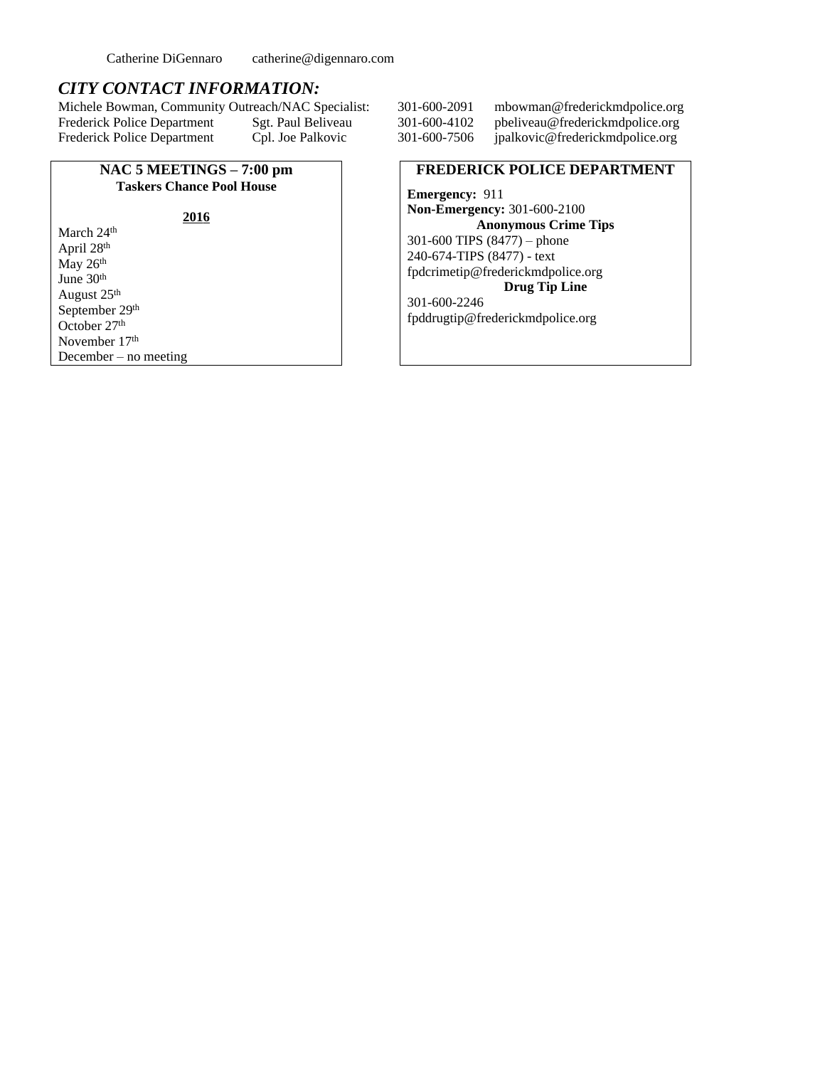Catherine DiGennaro catherine@digennaro.com

## *CITY CONTACT INFORMATION:*

| | | | |
|---|---|---|---|
| Michele Bowman, Community Outreach/NAC Specialist: | | 301-600-2091 | mbowman@frederickmdpolice.org |
| Frederick Police Department | Sgt. Paul Beliveau | 301-600-4102 | pbeliveau@frederickmdpolice.org |
| Frederick Police Department | Cpl. Joe Palkovic | 301-600-7506 | jpalkovic@frederickmdpolice.org |

**NAC 5 MEETINGS – 7:00 pm**

**Taskers Chance Pool House**

**2016**

March 24th
April 28th
May 26th
June 30th
August 25th
September 29th
October 27th
November 17th
December – no meeting

**FREDERICK POLICE DEPARTMENT**

**Emergency:** 911
**Non-Emergency:** 301-600-2100

**Anonymous Crime Tips**

301-600 TIPS (8477) – phone
240-674-TIPS (8477) - text
fpdcrimetip@frederickmdpolice.org

**Drug Tip Line**

301-600-2246
fpddrugtip@frederickmdpolice.org